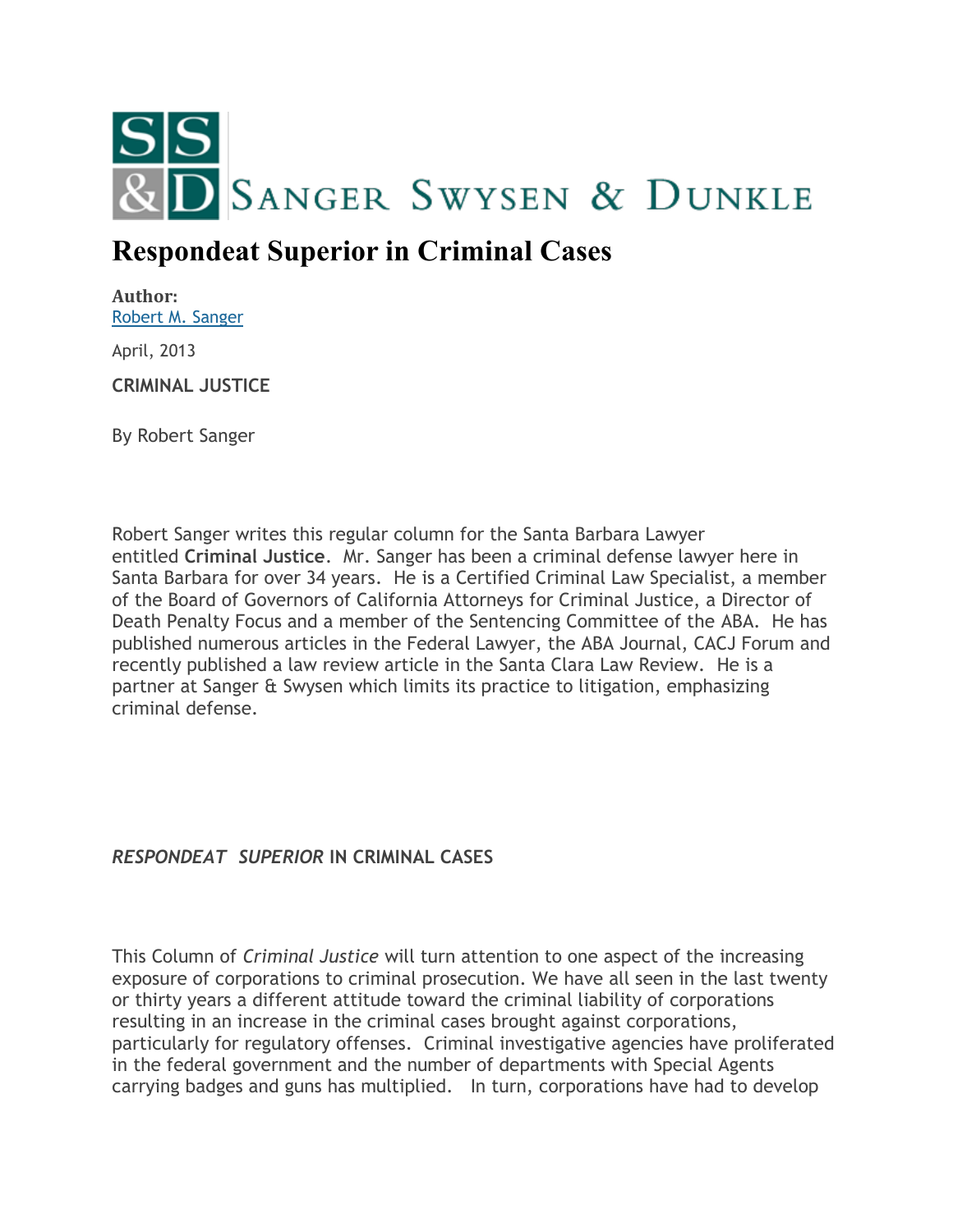SANGER SWYSEN & DUNKLE

# Respondeat Superior in Criminal Cases

**Author:**
Robert M. Sanger

April, 2013

**CRIMINAL JUSTICE**

By Robert Sanger

Robert Sanger writes this regular column for the Santa Barbara Lawyer entitled **Criminal Justice**. Mr. Sanger has been a criminal defense lawyer here in Santa Barbara for over 34 years. He is a Certified Criminal Law Specialist, a member of the Board of Governors of California Attorneys for Criminal Justice, a Director of Death Penalty Focus and a member of the Sentencing Committee of the ABA. He has published numerous articles in the Federal Lawyer, the ABA Journal, CACJ Forum and recently published a law review article in the Santa Clara Law Review. He is a partner at Sanger & Swysen which limits its practice to litigation, emphasizing criminal defense.

## *RESPONDEAT SUPERIOR* IN CRIMINAL CASES

This Column of *Criminal Justice* will turn attention to one aspect of the increasing exposure of corporations to criminal prosecution. We have all seen in the last twenty or thirty years a different attitude toward the criminal liability of corporations resulting in an increase in the criminal cases brought against corporations, particularly for regulatory offenses. Criminal investigative agencies have proliferated in the federal government and the number of departments with Special Agents carrying badges and guns has multiplied. In turn, corporations have had to develop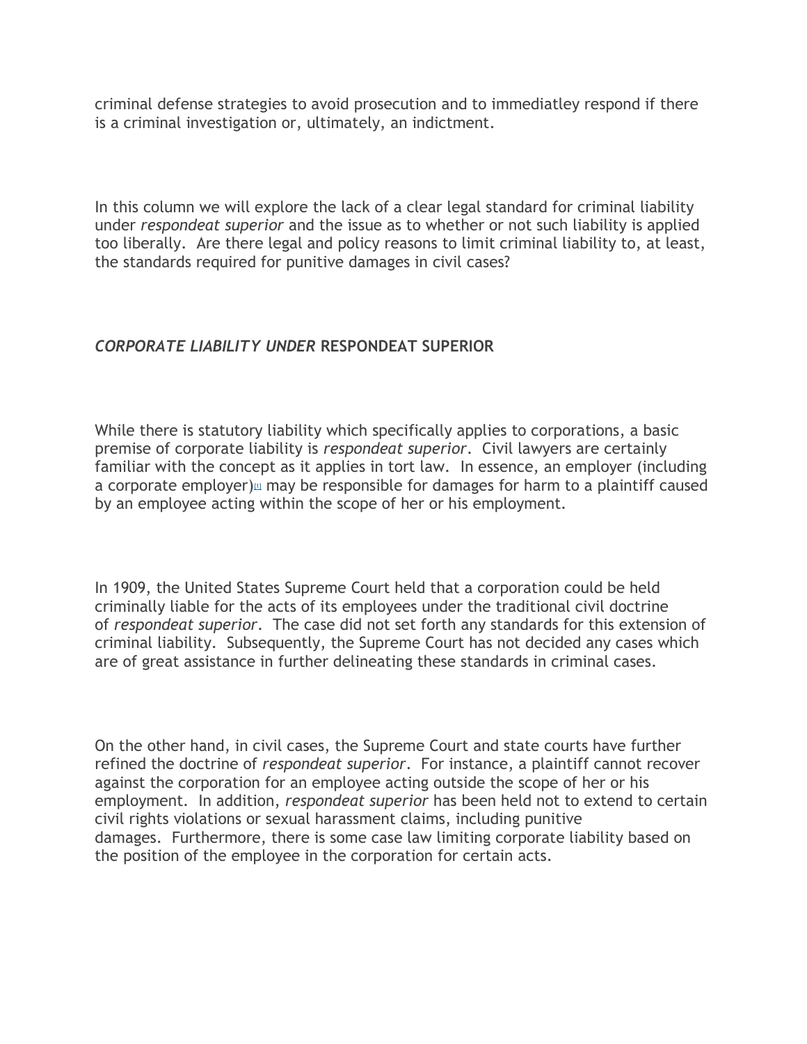criminal defense strategies to avoid prosecution and to immediatley respond if there is a criminal investigation or, ultimately, an indictment.

In this column we will explore the lack of a clear legal standard for criminal liability under *respondeat superior* and the issue as to whether or not such liability is applied too liberally. Are there legal and policy reasons to limit criminal liability to, at least, the standards required for punitive damages in civil cases?

## *CORPORATE LIABILITY UNDER* RESPONDEAT SUPERIOR

While there is statutory liability which specifically applies to corporations, a basic premise of corporate liability is *respondeat superior*. Civil lawyers are certainly familiar with the concept as it applies in tort law. In essence, an employer (including a corporate employer)[1] may be responsible for damages for harm to a plaintiff caused by an employee acting within the scope of her or his employment.

In 1909, the United States Supreme Court held that a corporation could be held criminally liable for the acts of its employees under the traditional civil doctrine of *respondeat superior*. The case did not set forth any standards for this extension of criminal liability. Subsequently, the Supreme Court has not decided any cases which are of great assistance in further delineating these standards in criminal cases.

On the other hand, in civil cases, the Supreme Court and state courts have further refined the doctrine of *respondeat superior*. For instance, a plaintiff cannot recover against the corporation for an employee acting outside the scope of her or his employment. In addition, *respondeat superior* has been held not to extend to certain civil rights violations or sexual harassment claims, including punitive damages. Furthermore, there is some case law limiting corporate liability based on the position of the employee in the corporation for certain acts.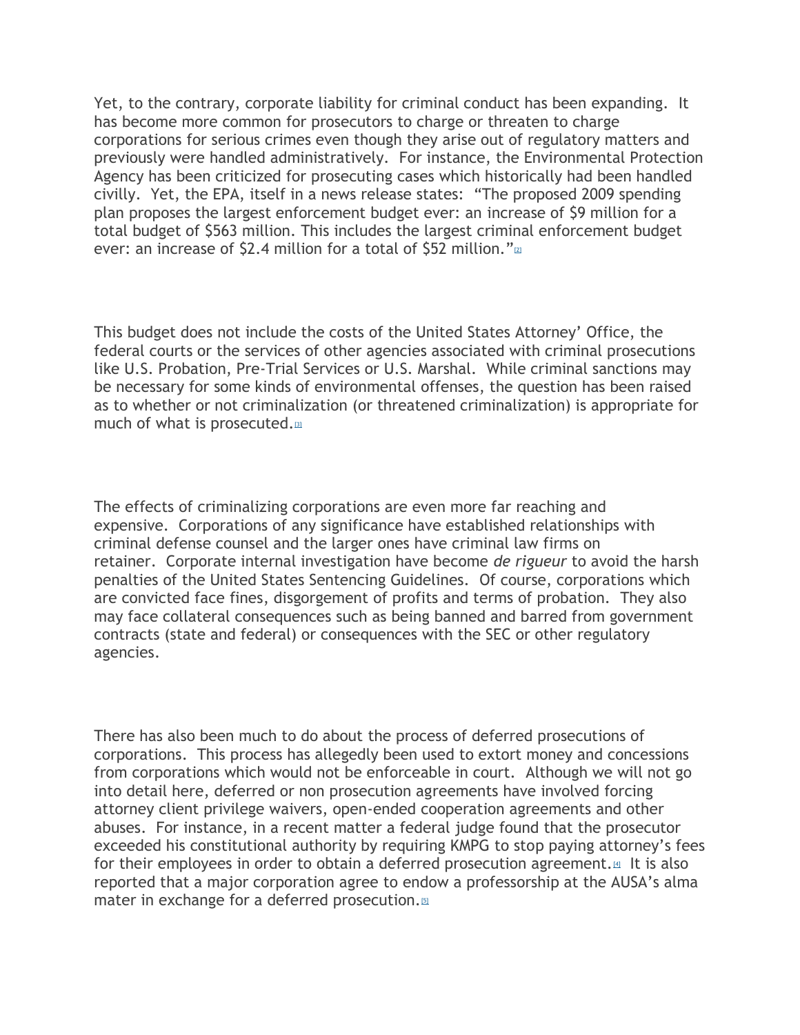Yet, to the contrary, corporate liability for criminal conduct has been expanding. It has become more common for prosecutors to charge or threaten to charge corporations for serious crimes even though they arise out of regulatory matters and previously were handled administratively. For instance, the Environmental Protection Agency has been criticized for prosecuting cases which historically had been handled civilly. Yet, the EPA, itself in a news release states: "The proposed 2009 spending plan proposes the largest enforcement budget ever: an increase of $9 million for a total budget of $563 million. This includes the largest criminal enforcement budget ever: an increase of $2.4 million for a total of $52 million."[2]

This budget does not include the costs of the United States Attorney' Office, the federal courts or the services of other agencies associated with criminal prosecutions like U.S. Probation, Pre-Trial Services or U.S. Marshal. While criminal sanctions may be necessary for some kinds of environmental offenses, the question has been raised as to whether or not criminalization (or threatened criminalization) is appropriate for much of what is prosecuted.[3]

The effects of criminalizing corporations are even more far reaching and expensive. Corporations of any significance have established relationships with criminal defense counsel and the larger ones have criminal law firms on retainer. Corporate internal investigation have become *de rigueur* to avoid the harsh penalties of the United States Sentencing Guidelines. Of course, corporations which are convicted face fines, disgorgement of profits and terms of probation. They also may face collateral consequences such as being banned and barred from government contracts (state and federal) or consequences with the SEC or other regulatory agencies.

There has also been much to do about the process of deferred prosecutions of corporations. This process has allegedly been used to extort money and concessions from corporations which would not be enforceable in court. Although we will not go into detail here, deferred or non prosecution agreements have involved forcing attorney client privilege waivers, open-ended cooperation agreements and other abuses. For instance, in a recent matter a federal judge found that the prosecutor exceeded his constitutional authority by requiring KMPG to stop paying attorney's fees for their employees in order to obtain a deferred prosecution agreement.[4] It is also reported that a major corporation agree to endow a professorship at the AUSA's alma mater in exchange for a deferred prosecution.[5]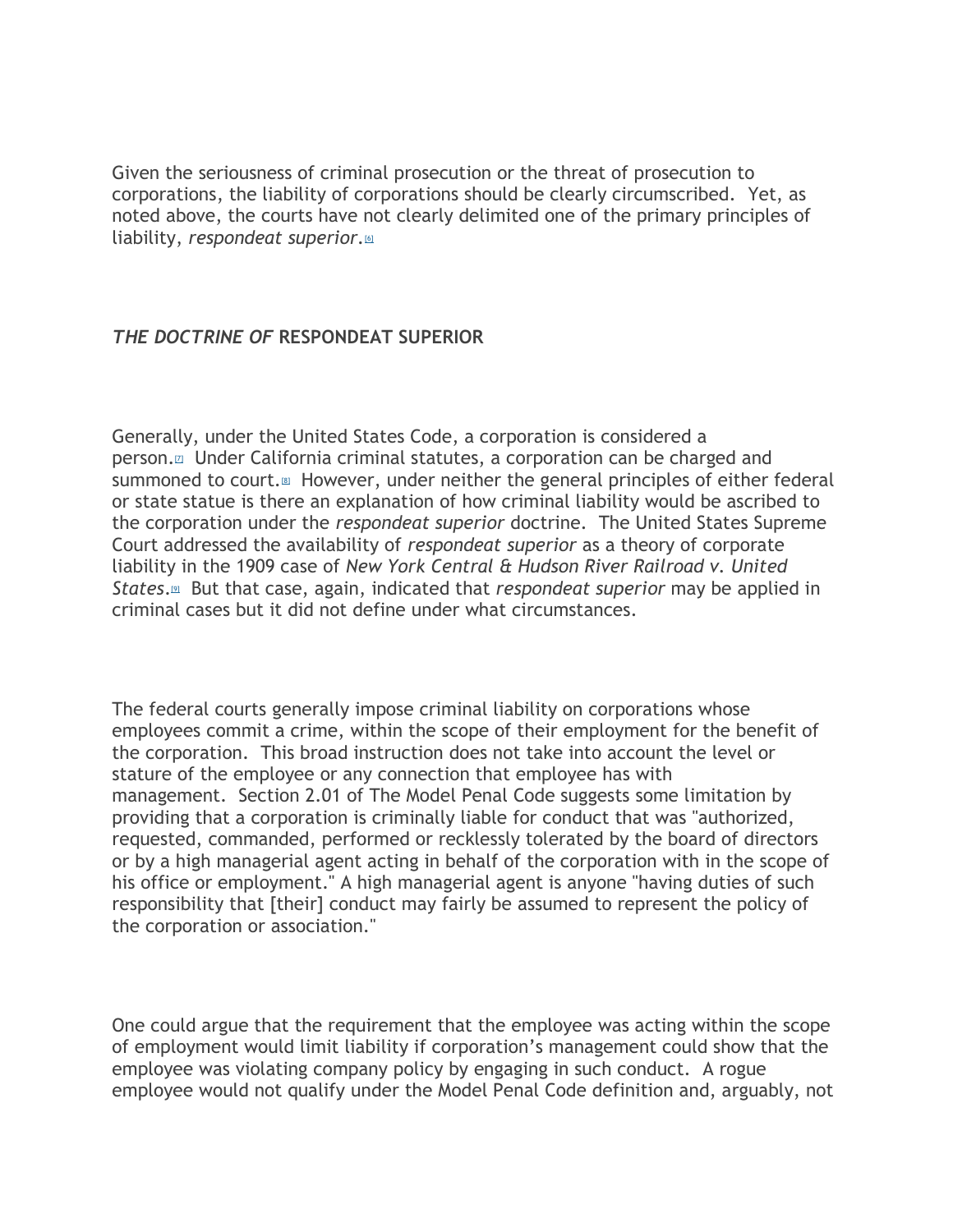Given the seriousness of criminal prosecution or the threat of prosecution to corporations, the liability of corporations should be clearly circumscribed. Yet, as noted above, the courts have not clearly delimited one of the primary principles of liability, *respondeat superior*.[6]

## *THE DOCTRINE OF* RESPONDEAT SUPERIOR

Generally, under the United States Code, a corporation is considered a person.[7] Under California criminal statutes, a corporation can be charged and summoned to court.[8] However, under neither the general principles of either federal or state statue is there an explanation of how criminal liability would be ascribed to the corporation under the *respondeat superior* doctrine. The United States Supreme Court addressed the availability of *respondeat superior* as a theory of corporate liability in the 1909 case of *New York Central & Hudson River Railroad v. United States*.[9] But that case, again, indicated that *respondeat superior* may be applied in criminal cases but it did not define under what circumstances.

The federal courts generally impose criminal liability on corporations whose employees commit a crime, within the scope of their employment for the benefit of the corporation. This broad instruction does not take into account the level or stature of the employee or any connection that employee has with management. Section 2.01 of The Model Penal Code suggests some limitation by providing that a corporation is criminally liable for conduct that was "authorized, requested, commanded, performed or recklessly tolerated by the board of directors or by a high managerial agent acting in behalf of the corporation with in the scope of his office or employment." A high managerial agent is anyone "having duties of such responsibility that [their] conduct may fairly be assumed to represent the policy of the corporation or association."

One could argue that the requirement that the employee was acting within the scope of employment would limit liability if corporation's management could show that the employee was violating company policy by engaging in such conduct. A rogue employee would not qualify under the Model Penal Code definition and, arguably, not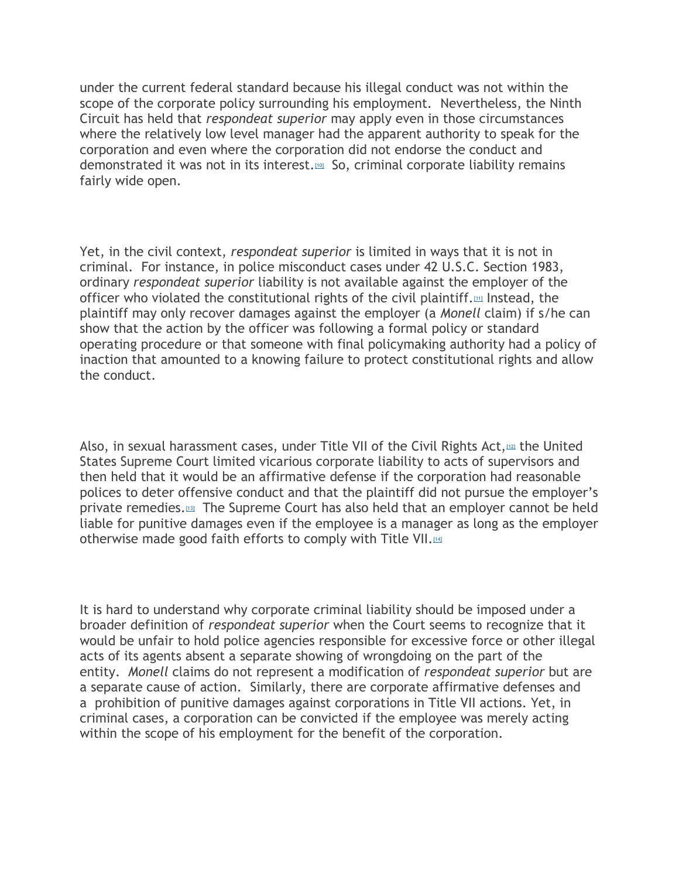under the current federal standard because his illegal conduct was not within the scope of the corporate policy surrounding his employment.  Nevertheless, the Ninth Circuit has held that *respondeat superior* may apply even in those circumstances where the relatively low level manager had the apparent authority to speak for the corporation and even where the corporation did not endorse the conduct and demonstrated it was not in its interest.[10]  So, criminal corporate liability remains fairly wide open.

Yet, in the civil context, *respondeat superior* is limited in ways that it is not in criminal.  For instance, in police misconduct cases under 42 U.S.C. Section 1983, ordinary *respondeat superior* liability is not available against the employer of the officer who violated the constitutional rights of the civil plaintiff.[11] Instead, the plaintiff may only recover damages against the employer (a *Monell* claim) if s/he can show that the action by the officer was following a formal policy or standard operating procedure or that someone with final policymaking authority had a policy of inaction that amounted to a knowing failure to protect constitutional rights and allow the conduct.

Also, in sexual harassment cases, under Title VII of the Civil Rights Act,[12] the United States Supreme Court limited vicarious corporate liability to acts of supervisors and then held that it would be an affirmative defense if the corporation had reasonable polices to deter offensive conduct and that the plaintiff did not pursue the employer's private remedies.[13]  The Supreme Court has also held that an employer cannot be held liable for punitive damages even if the employee is a manager as long as the employer otherwise made good faith efforts to comply with Title VII.[14]

It is hard to understand why corporate criminal liability should be imposed under a broader definition of *respondeat superior* when the Court seems to recognize that it would be unfair to hold police agencies responsible for excessive force or other illegal acts of its agents absent a separate showing of wrongdoing on the part of the entity.  *Monell* claims do not represent a modification of *respondeat superior* but are a separate cause of action.  Similarly, there are corporate affirmative defenses and a  prohibition of punitive damages against corporations in Title VII actions. Yet, in criminal cases, a corporation can be convicted if the employee was merely acting within the scope of his employment for the benefit of the corporation.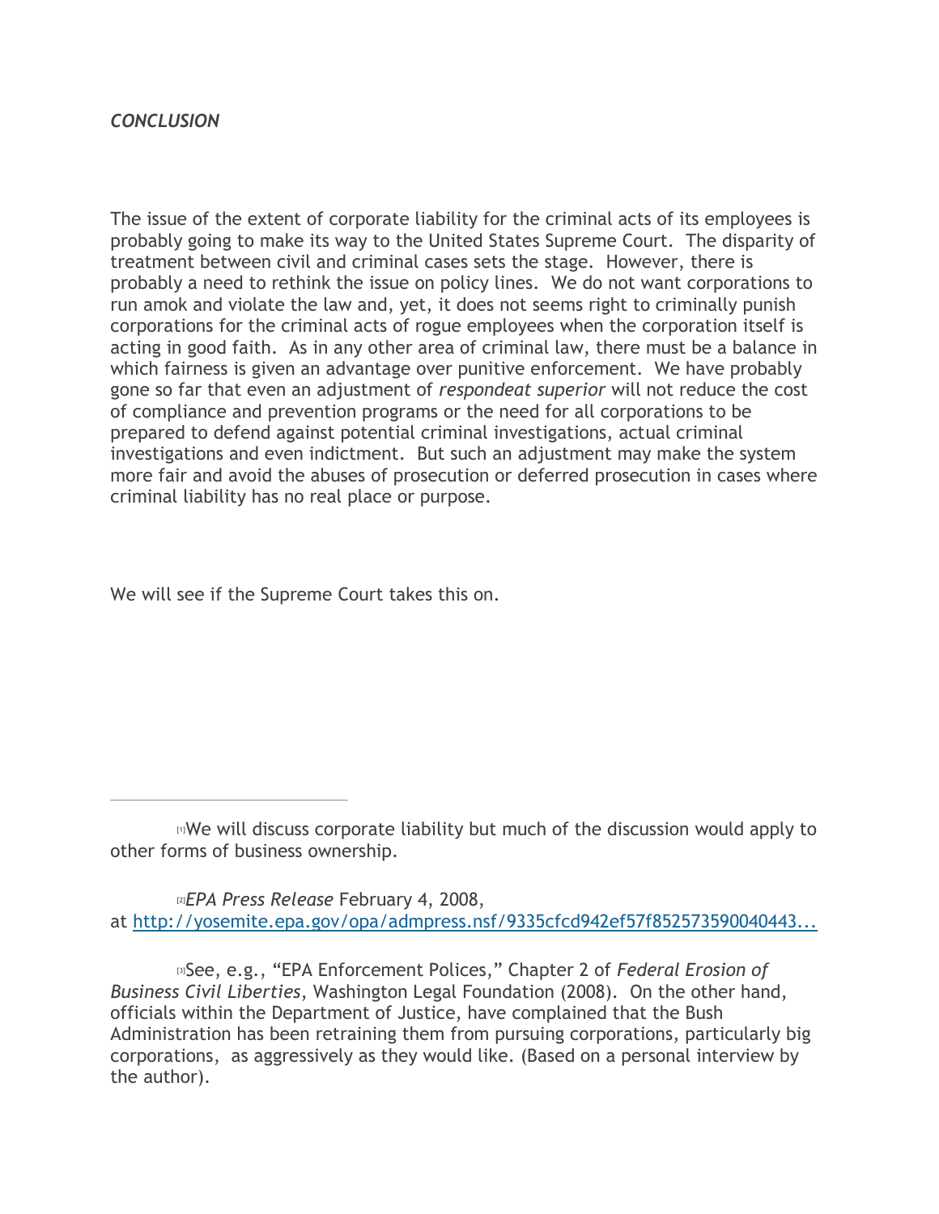*CONCLUSION*

The issue of the extent of corporate liability for the criminal acts of its employees is probably going to make its way to the United States Supreme Court. The disparity of treatment between civil and criminal cases sets the stage. However, there is probably a need to rethink the issue on policy lines. We do not want corporations to run amok and violate the law and, yet, it does not seems right to criminally punish corporations for the criminal acts of rogue employees when the corporation itself is acting in good faith. As in any other area of criminal law, there must be a balance in which fairness is given an advantage over punitive enforcement. We have probably gone so far that even an adjustment of *respondeat superior* will not reduce the cost of compliance and prevention programs or the need for all corporations to be prepared to defend against potential criminal investigations, actual criminal investigations and even indictment. But such an adjustment may make the system more fair and avoid the abuses of prosecution or deferred prosecution in cases where criminal liability has no real place or purpose.

We will see if the Supreme Court takes this on.

---

[1]We will discuss corporate liability but much of the discussion would apply to other forms of business ownership.

[2]*EPA Press Release* February 4, 2008, at http://yosemite.epa.gov/opa/admpress.nsf/9335cfcd942ef57f852573590040443...

[3]See, e.g., "EPA Enforcement Polices," Chapter 2 of *Federal Erosion of Business Civil Liberties*, Washington Legal Foundation (2008). On the other hand, officials within the Department of Justice, have complained that the Bush Administration has been retraining them from pursuing corporations, particularly big corporations, as aggressively as they would like. (Based on a personal interview by the author).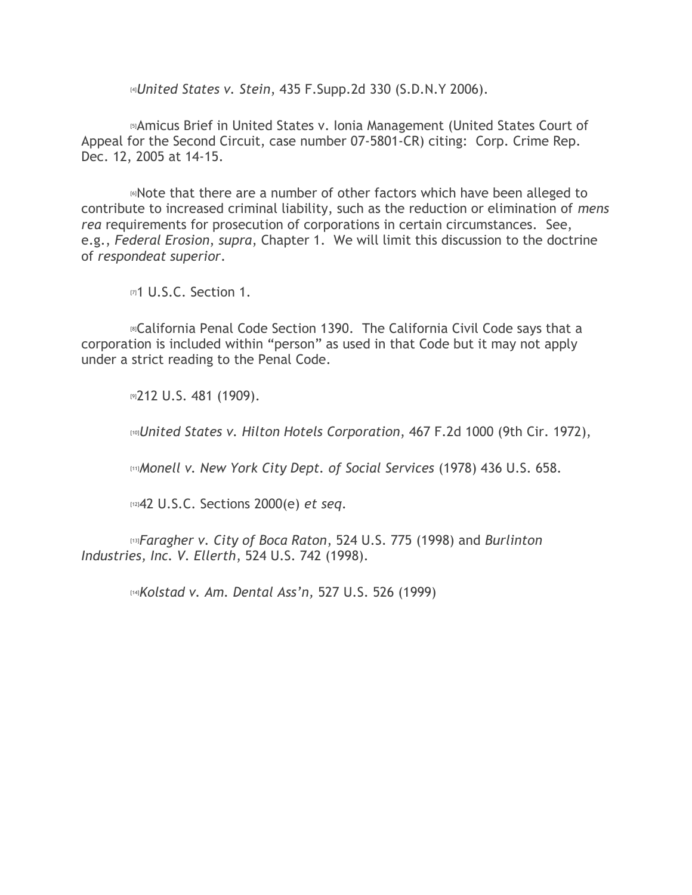[4]*United States v. Stein*, 435 F.Supp.2d 330 (S.D.N.Y 2006).

[5]Amicus Brief in United States v. Ionia Management (United States Court of Appeal for the Second Circuit, case number 07-5801-CR) citing: Corp. Crime Rep. Dec. 12, 2005 at 14-15.

[6]Note that there are a number of other factors which have been alleged to contribute to increased criminal liability, such as the reduction or elimination of *mens rea* requirements for prosecution of corporations in certain circumstances. See, e.g., *Federal Erosion*, *supra*, Chapter 1. We will limit this discussion to the doctrine of *respondeat superior*.

[7]1 U.S.C. Section 1.

[8]California Penal Code Section 1390. The California Civil Code says that a corporation is included within "person" as used in that Code but it may not apply under a strict reading to the Penal Code.

[9]212 U.S. 481 (1909).

[10]*United States v. Hilton Hotels Corporation*, 467 F.2d 1000 (9th Cir. 1972),

[11]*Monell v. New York City Dept. of Social Services* (1978) 436 U.S. 658.

[12]42 U.S.C. Sections 2000(e) *et seq*.

[13]*Faragher v. City of Boca Raton*, 524 U.S. 775 (1998) and *Burlinton Industries, Inc. V. Ellerth*, 524 U.S. 742 (1998).

[14]*Kolstad v. Am. Dental Ass'n,* 527 U.S. 526 (1999)